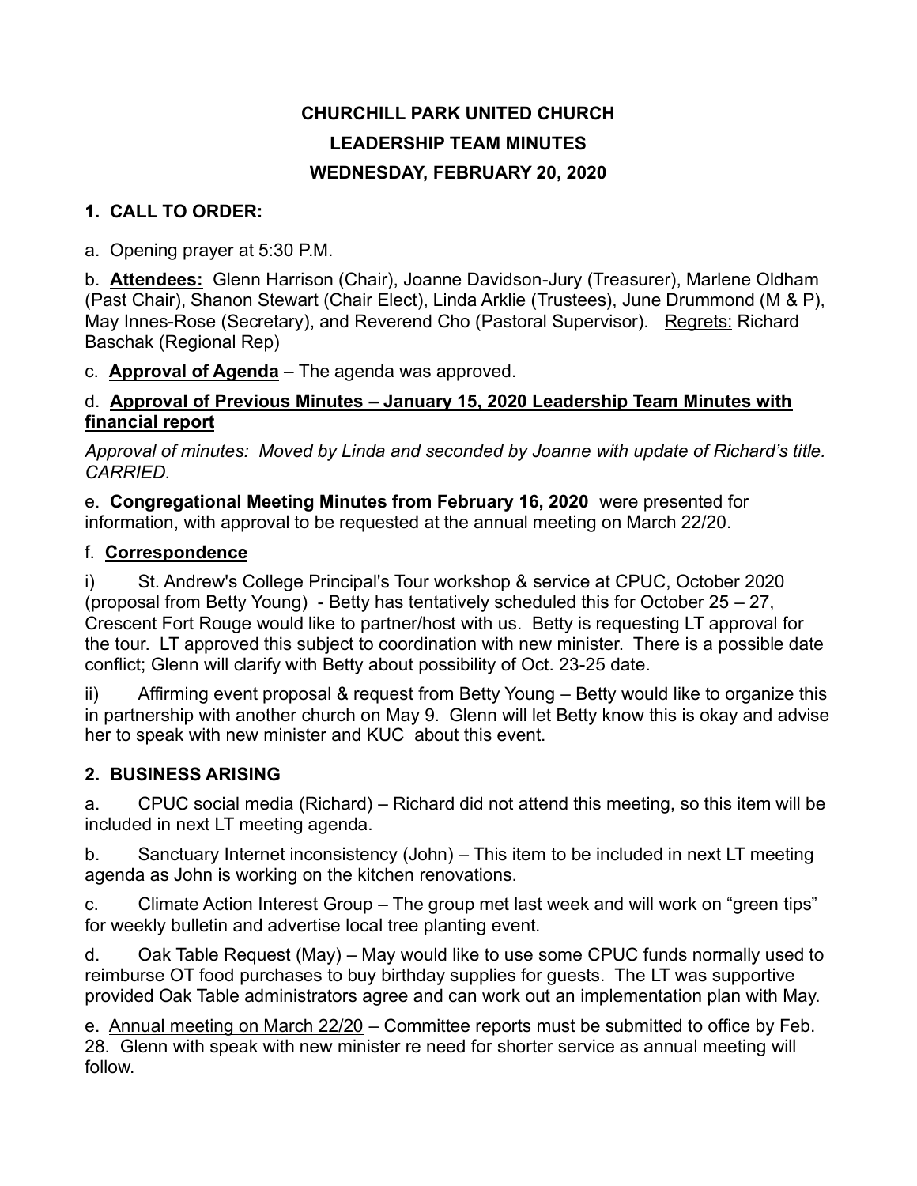# CHURCHILL PARK UNITED CHURCH

## LEADERSHIP TEAM MINUTES

## WEDNESDAY, FEBRUARY 20, 2020

### 1. CALL TO ORDER:

a. Opening prayer at 5:30 P.M.

b. **Attendees:** Glenn Harrison (Chair), Joanne Davidson-Jury (Treasurer), Marlene Oldham (Past Chair), Shanon Stewart (Chair Elect), Linda Arklie (Trustees), June Drummond (M & P), May Innes-Rose (Secretary), and Reverend Cho (Pastoral Supervisor). Regrets: Richard Baschak (Regional Rep)

c. **Approval of Agenda** – The agenda was approved.

d. **Approval of Previous Minutes – January 15, 2020 Leadership Team Minutes with financial report**

*Approval of minutes: Moved by Linda and seconded by Joanne with update of Richard's title. CARRIED.*

e. **Congregational Meeting Minutes from February 16, 2020** were presented for information, with approval to be requested at the annual meeting on March 22/20.

f. **Correspondence**

i) St. Andrew's College Principal's Tour workshop & service at CPUC, October 2020 (proposal from Betty Young) - Betty has tentatively scheduled this for October 25 – 27, Crescent Fort Rouge would like to partner/host with us. Betty is requesting LT approval for the tour. LT approved this subject to coordination with new minister. There is a possible date conflict; Glenn will clarify with Betty about possibility of Oct. 23-25 date.

ii) Affirming event proposal & request from Betty Young – Betty would like to organize this in partnership with another church on May 9. Glenn will let Betty know this is okay and advise her to speak with new minister and KUC about this event.

### 2. BUSINESS ARISING

a. CPUC social media (Richard) – Richard did not attend this meeting, so this item will be included in next LT meeting agenda.

b. Sanctuary Internet inconsistency (John) – This item to be included in next LT meeting agenda as John is working on the kitchen renovations.

c. Climate Action Interest Group – The group met last week and will work on "green tips" for weekly bulletin and advertise local tree planting event.

d. Oak Table Request (May) – May would like to use some CPUC funds normally used to reimburse OT food purchases to buy birthday supplies for guests. The LT was supportive provided Oak Table administrators agree and can work out an implementation plan with May.

e. Annual meeting on March 22/20 – Committee reports must be submitted to office by Feb. 28. Glenn with speak with new minister re need for shorter service as annual meeting will follow.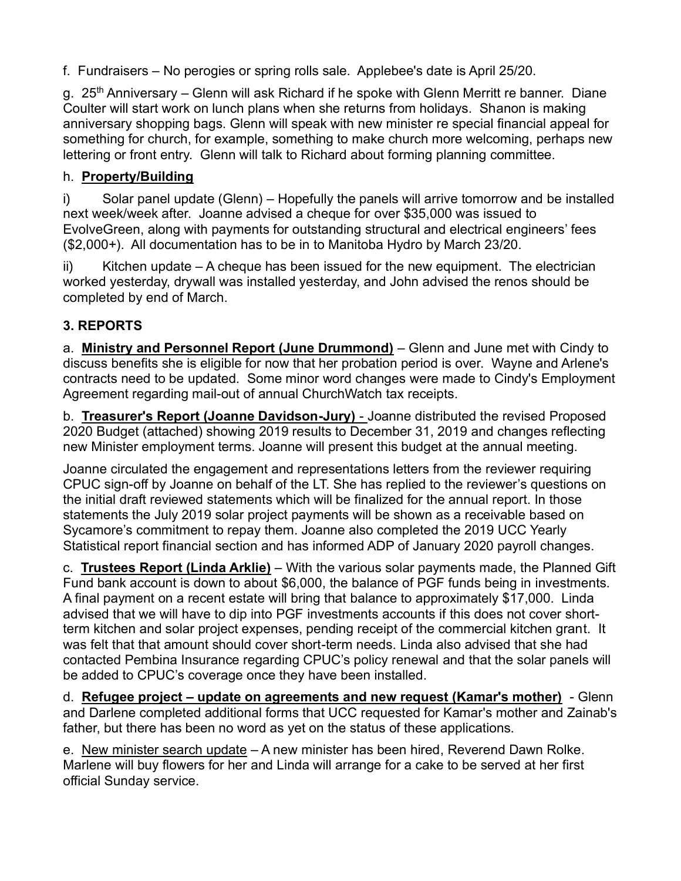f. Fundraisers – No perogies or spring rolls sale. Applebee's date is April 25/20.

g. 25th Anniversary – Glenn will ask Richard if he spoke with Glenn Merritt re banner. Diane Coulter will start work on lunch plans when she returns from holidays. Shanon is making anniversary shopping bags. Glenn will speak with new minister re special financial appeal for something for church, for example, something to make church more welcoming, perhaps new lettering or front entry. Glenn will talk to Richard about forming planning committee.

h. **Property/Building**

i) Solar panel update (Glenn) – Hopefully the panels will arrive tomorrow and be installed next week/week after. Joanne advised a cheque for over $35,000 was issued to EvolveGreen, along with payments for outstanding structural and electrical engineers' fees ($2,000+). All documentation has to be in to Manitoba Hydro by March 23/20.

ii) Kitchen update – A cheque has been issued for the new equipment. The electrician worked yesterday, drywall was installed yesterday, and John advised the renos should be completed by end of March.

### 3. REPORTS

a. **Ministry and Personnel Report (June Drummond)** – Glenn and June met with Cindy to discuss benefits she is eligible for now that her probation period is over. Wayne and Arlene's contracts need to be updated. Some minor word changes were made to Cindy's Employment Agreement regarding mail-out of annual ChurchWatch tax receipts.

b. **Treasurer's Report (Joanne Davidson-Jury)** - Joanne distributed the revised Proposed 2020 Budget (attached) showing 2019 results to December 31, 2019 and changes reflecting new Minister employment terms. Joanne will present this budget at the annual meeting.

Joanne circulated the engagement and representations letters from the reviewer requiring CPUC sign-off by Joanne on behalf of the LT. She has replied to the reviewer's questions on the initial draft reviewed statements which will be finalized for the annual report. In those statements the July 2019 solar project payments will be shown as a receivable based on Sycamore's commitment to repay them. Joanne also completed the 2019 UCC Yearly Statistical report financial section and has informed ADP of January 2020 payroll changes.

c. **Trustees Report (Linda Arklie)** – With the various solar payments made, the Planned Gift Fund bank account is down to about $6,000, the balance of PGF funds being in investments. A final payment on a recent estate will bring that balance to approximately $17,000. Linda advised that we will have to dip into PGF investments accounts if this does not cover short-term kitchen and solar project expenses, pending receipt of the commercial kitchen grant. It was felt that that amount should cover short-term needs. Linda also advised that she had contacted Pembina Insurance regarding CPUC's policy renewal and that the solar panels will be added to CPUC's coverage once they have been installed.

d. **Refugee project – update on agreements and new request (Kamar's mother)** - Glenn and Darlene completed additional forms that UCC requested for Kamar's mother and Zainab's father, but there has been no word as yet on the status of these applications.

e. New minister search update – A new minister has been hired, Reverend Dawn Rolke. Marlene will buy flowers for her and Linda will arrange for a cake to be served at her first official Sunday service.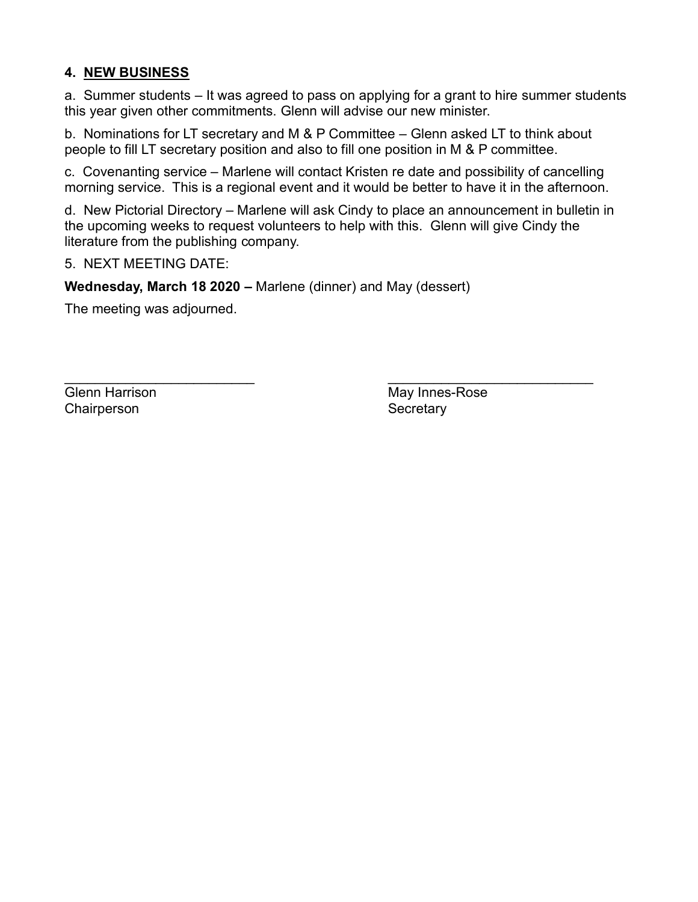### 4. <u>NEW BUSINESS</u>

a. Summer students – It was agreed to pass on applying for a grant to hire summer students this year given other commitments. Glenn will advise our new minister.

b. Nominations for LT secretary and M & P Committee – Glenn asked LT to think about people to fill LT secretary position and also to fill one position in M & P committee.

c. Covenanting service – Marlene will contact Kristen re date and possibility of cancelling morning service. This is a regional event and it would be better to have it in the afternoon.

d. New Pictorial Directory – Marlene will ask Cindy to place an announcement in bulletin in the upcoming weeks to request volunteers to help with this. Glenn will give Cindy the literature from the publishing company.

5. NEXT MEETING DATE:

**Wednesday, March 18 2020 –** Marlene (dinner) and May (dessert)

The meeting was adjourned.

\_\_\_\_\_\_\_\_\_\_\_\_\_\_\_\_\_\_\_\_\_\_\_\_\_\_
Glenn Harrison
Chairperson

\_\_\_\_\_\_\_\_\_\_\_\_\_\_\_\_\_\_\_\_\_\_\_\_\_\_
May Innes-Rose
Secretary